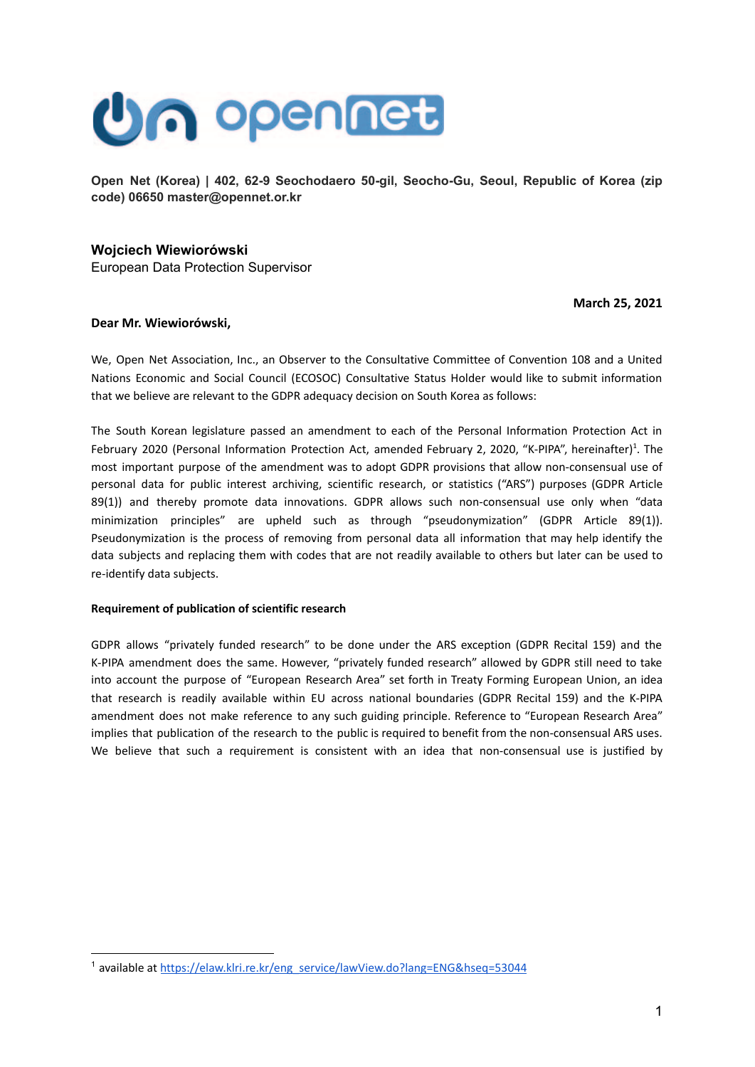**Open Net (Korea) | 402, 62-9 Seochodaero 50-gil, Seocho-Gu, Seoul, Republic of Korea (zip code) 06650 master@opennet.or.kr**

**Wojciech Wiewiorówski**
European Data Protection Supervisor

**March 25, 2021**

**Dear Mr. Wiewiorówski,**

We, Open Net Association, Inc., an Observer to the Consultative Committee of Convention 108 and a United Nations Economic and Social Council (ECOSOC) Consultative Status Holder would like to submit information that we believe are relevant to the GDPR adequacy decision on South Korea as follows:

The South Korean legislature passed an amendment to each of the Personal Information Protection Act in February 2020 (Personal Information Protection Act, amended February 2, 2020, "K-PIPA", hereinafter)[1]. The most important purpose of the amendment was to adopt GDPR provisions that allow non-consensual use of personal data for public interest archiving, scientific research, or statistics ("ARS") purposes (GDPR Article 89(1)) and thereby promote data innovations. GDPR allows such non-consensual use only when "data minimization principles" are upheld such as through "pseudonymization" (GDPR Article 89(1)). Pseudonymization is the process of removing from personal data all information that may help identify the data subjects and replacing them with codes that are not readily available to others but later can be used to re-identify data subjects.

**Requirement of publication of scientific research**

GDPR allows "privately funded research" to be done under the ARS exception (GDPR Recital 159) and the K-PIPA amendment does the same. However, "privately funded research" allowed by GDPR still need to take into account the purpose of "European Research Area" set forth in Treaty Forming European Union, an idea that research is readily available within EU across national boundaries (GDPR Recital 159) and the K-PIPA amendment does not make reference to any such guiding principle. Reference to "European Research Area" implies that publication of the research to the public is required to benefit from the non-consensual ARS uses. We believe that such a requirement is consistent with an idea that non-consensual use is justified by

---

[1] available at https://elaw.klri.re.kr/eng_service/lawView.do?lang=ENG&hseq=53044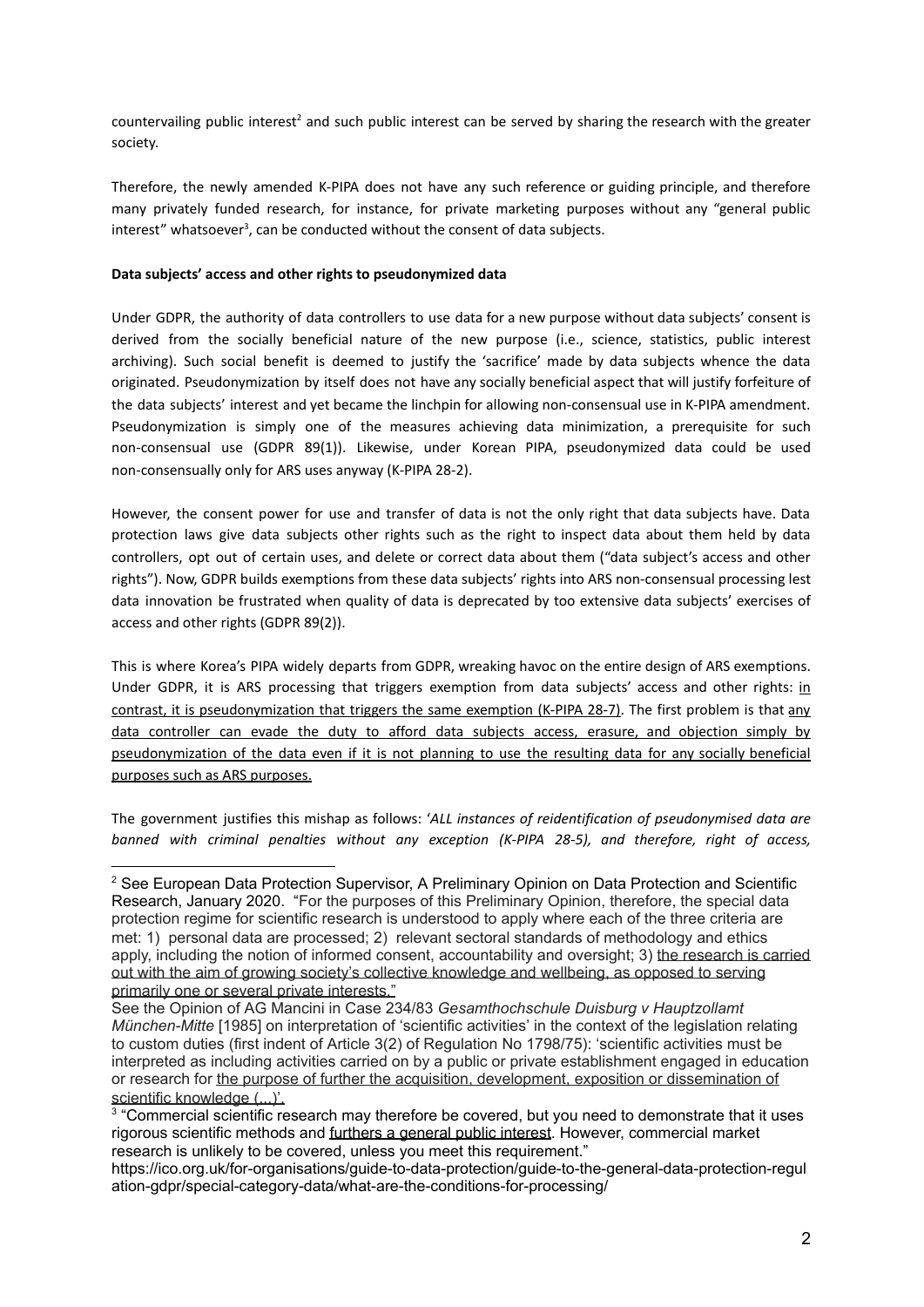countervailing public interest[2] and such public interest can be served by sharing the research with the greater society.

Therefore, the newly amended K-PIPA does not have any such reference or guiding principle, and therefore many privately funded research, for instance, for private marketing purposes without any "general public interest" whatsoever[3], can be conducted without the consent of data subjects.

**Data subjects' access and other rights to pseudonymized data**

Under GDPR, the authority of data controllers to use data for a new purpose without data subjects' consent is derived from the socially beneficial nature of the new purpose (i.e., science, statistics, public interest archiving). Such social benefit is deemed to justify the 'sacrifice' made by data subjects whence the data originated. Pseudonymization by itself does not have any socially beneficial aspect that will justify forfeiture of the data subjects' interest and yet became the linchpin for allowing non-consensual use in K-PIPA amendment. Pseudonymization is simply one of the measures achieving data minimization, a prerequisite for such non-consensual use (GDPR 89(1)). Likewise, under Korean PIPA, pseudonymized data could be used non-consensually only for ARS uses anyway (K-PIPA 28-2).

However, the consent power for use and transfer of data is not the only right that data subjects have. Data protection laws give data subjects other rights such as the right to inspect data about them held by data controllers, opt out of certain uses, and delete or correct data about them ("data subject's access and other rights"). Now, GDPR builds exemptions from these data subjects' rights into ARS non-consensual processing lest data innovation be frustrated when quality of data is deprecated by too extensive data subjects' exercises of access and other rights (GDPR 89(2)).

This is where Korea's PIPA widely departs from GDPR, wreaking havoc on the entire design of ARS exemptions. Under GDPR, it is ARS processing that triggers exemption from data subjects' access and other rights: in contrast, it is pseudonymization that triggers the same exemption (K-PIPA 28-7). The first problem is that any data controller can evade the duty to afford data subjects access, erasure, and objection simply by pseudonymization of the data even if it is not planning to use the resulting data for any socially beneficial purposes such as ARS purposes.

The government justifies this mishap as follows: '*ALL instances of reidentification of pseudonymised data are banned with criminal penalties without any exception (K-PIPA 28-5), and therefore, right of access,*

---

[2] See European Data Protection Supervisor, A Preliminary Opinion on Data Protection and Scientific Research, January 2020. "For the purposes of this Preliminary Opinion, therefore, the special data protection regime for scientific research is understood to apply where each of the three criteria are met: 1) personal data are processed; 2) relevant sectoral standards of methodology and ethics apply, including the notion of informed consent, accountability and oversight; 3) the research is carried out with the aim of growing society's collective knowledge and wellbeing, as opposed to serving primarily one or several private interests."

See the Opinion of AG Mancini in Case 234/83 *Gesamthochschule Duisburg v Hauptzollamt München-Mitte* [1985] on interpretation of 'scientific activities' in the context of the legislation relating to custom duties (first indent of Article 3(2) of Regulation No 1798/75): 'scientific activities must be interpreted as including activities carried on by a public or private establishment engaged in education or research for the purpose of further the acquisition, development, exposition or dissemination of scientific knowledge (...)'.

[3] "Commercial scientific research may therefore be covered, but you need to demonstrate that it uses rigorous scientific methods and furthers a general public interest. However, commercial market research is unlikely to be covered, unless you meet this requirement."
https://ico.org.uk/for-organisations/guide-to-data-protection/guide-to-the-general-data-protection-regulation-gdpr/special-category-data/what-are-the-conditions-for-processing/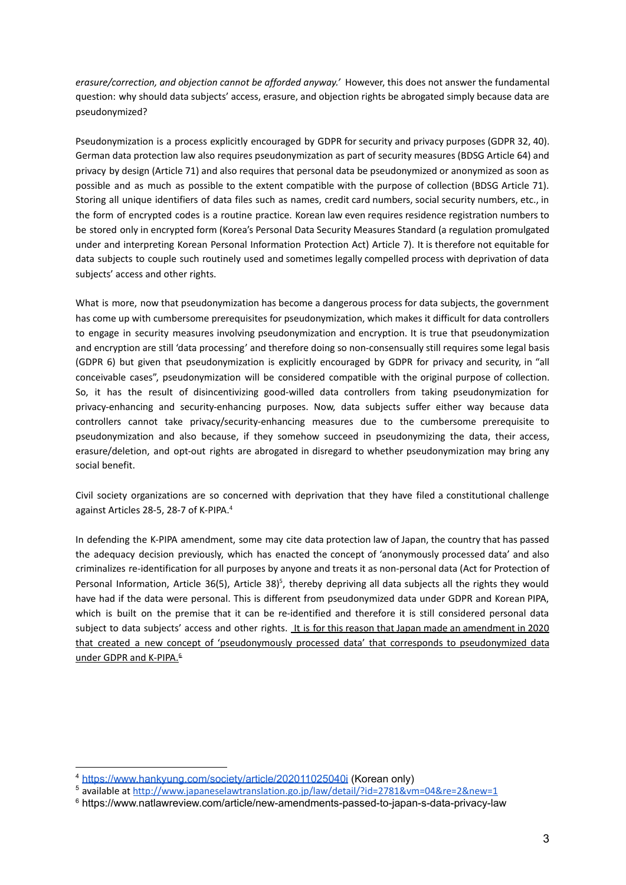*erasure/correction, and objection cannot be afforded anyway.'* However, this does not answer the fundamental question: why should data subjects' access, erasure, and objection rights be abrogated simply because data are pseudonymized?

Pseudonymization is a process explicitly encouraged by GDPR for security and privacy purposes (GDPR 32, 40). German data protection law also requires pseudonymization as part of security measures (BDSG Article 64) and privacy by design (Article 71) and also requires that personal data be pseudonymized or anonymized as soon as possible and as much as possible to the extent compatible with the purpose of collection (BDSG Article 71). Storing all unique identifiers of data files such as names, credit card numbers, social security numbers, etc., in the form of encrypted codes is a routine practice. Korean law even requires residence registration numbers to be stored only in encrypted form (Korea's Personal Data Security Measures Standard (a regulation promulgated under and interpreting Korean Personal Information Protection Act) Article 7). It is therefore not equitable for data subjects to couple such routinely used and sometimes legally compelled process with deprivation of data subjects' access and other rights.

What is more, now that pseudonymization has become a dangerous process for data subjects, the government has come up with cumbersome prerequisites for pseudonymization, which makes it difficult for data controllers to engage in security measures involving pseudonymization and encryption. It is true that pseudonymization and encryption are still 'data processing' and therefore doing so non-consensually still requires some legal basis (GDPR 6) but given that pseudonymization is explicitly encouraged by GDPR for privacy and security, in "all conceivable cases", pseudonymization will be considered compatible with the original purpose of collection. So, it has the result of disincentivizing good-willed data controllers from taking pseudonymization for privacy-enhancing and security-enhancing purposes. Now, data subjects suffer either way because data controllers cannot take privacy/security-enhancing measures due to the cumbersome prerequisite to pseudonymization and also because, if they somehow succeed in pseudonymizing the data, their access, erasure/deletion, and opt-out rights are abrogated in disregard to whether pseudonymization may bring any social benefit.

Civil society organizations are so concerned with deprivation that they have filed a constitutional challenge against Articles 28-5, 28-7 of K-PIPA.[4]

In defending the K-PIPA amendment, some may cite data protection law of Japan, the country that has passed the adequacy decision previously, which has enacted the concept of 'anonymously processed data' and also criminalizes re-identification for all purposes by anyone and treats it as non-personal data (Act for Protection of Personal Information, Article 36(5), Article 38)[5], thereby depriving all data subjects all the rights they would have had if the data were personal. This is different from pseudonymized data under GDPR and Korean PIPA, which is built on the premise that it can be re-identified and therefore it is still considered personal data subject to data subjects' access and other rights. It is for this reason that Japan made an amendment in 2020 that created a new concept of 'pseudonymously processed data' that corresponds to pseudonymized data under GDPR and K-PIPA.[6]

---

[4] https://www.hankyung.com/society/article/202011025040i (Korean only)

[5] available at http://www.japaneselawtranslation.go.jp/law/detail/?id=2781&vm=04&re=2&new=1

[6] https://www.natlawreview.com/article/new-amendments-passed-to-japan-s-data-privacy-law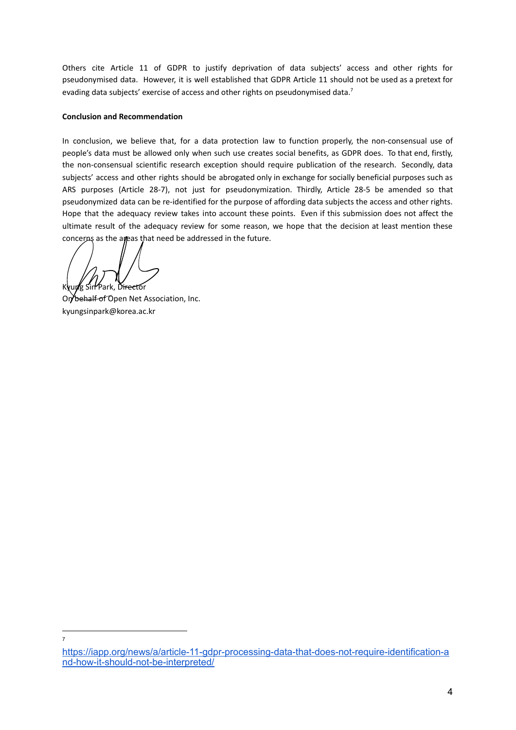Others cite Article 11 of GDPR to justify deprivation of data subjects' access and other rights for pseudonymised data. However, it is well established that GDPR Article 11 should not be used as a pretext for evading data subjects' exercise of access and other rights on pseudonymised data.[7]

**Conclusion and Recommendation**

In conclusion, we believe that, for a data protection law to function properly, the non-consensual use of people's data must be allowed only when such use creates social benefits, as GDPR does. To that end, firstly, the non-consensual scientific research exception should require publication of the research. Secondly, data subjects' access and other rights should be abrogated only in exchange for socially beneficial purposes such as ARS purposes (Article 28-7), not just for pseudonymization. Thirdly, Article 28-5 be amended so that pseudonymized data can be re-identified for the purpose of affording data subjects the access and other rights. Hope that the adequacy review takes into account these points. Even if this submission does not affect the ultimate result of the adequacy review for some reason, we hope that the decision at least mention these concerns as the areas that need be addressed in the future.

Kyung Sin Park, Director
On behalf of Open Net Association, Inc.
kyungsinpark@korea.ac.kr

---

[7] https://iapp.org/news/a/article-11-gdpr-processing-data-that-does-not-require-identification-and-how-it-should-not-be-interpreted/